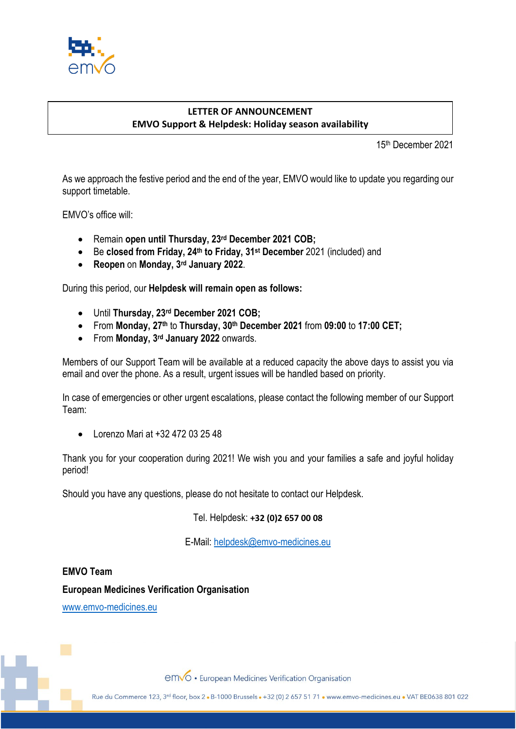**LETTER OF ANNOUNCEMENT**
**EMVO Support & Helpdesk: Holiday season availability**

15th December 2021

As we approach the festive period and the end of the year, EMVO would like to update you regarding our support timetable.

EMVO's office will:

- Remain **open until Thursday, 23rd December 2021 COB;**
- Be **closed from Friday, 24th to Friday, 31st December** 2021 (included) and
- **Reopen** on **Monday, 3rd January 2022**.

During this period, our **Helpdesk will remain open as follows:**

- Until **Thursday, 23rd December 2021 COB;**
- From **Monday, 27th** to **Thursday, 30th December 2021** from **09:00** to **17:00 CET;**
- From **Monday, 3rd January 2022** onwards.

Members of our Support Team will be available at a reduced capacity the above days to assist you via email and over the phone. As a result, urgent issues will be handled based on priority.

In case of emergencies or other urgent escalations, please contact the following member of our Support Team:

- Lorenzo Mari at +32 472 03 25 48

Thank you for your cooperation during 2021! We wish you and your families a safe and joyful holiday period!

Should you have any questions, please do not hesitate to contact our Helpdesk.

Tel. Helpdesk: **+32 (0)2 657 00 08**

E-Mail: helpdesk@emvo-medicines.eu

**EMVO Team**

**European Medicines Verification Organisation**

www.emvo-medicines.eu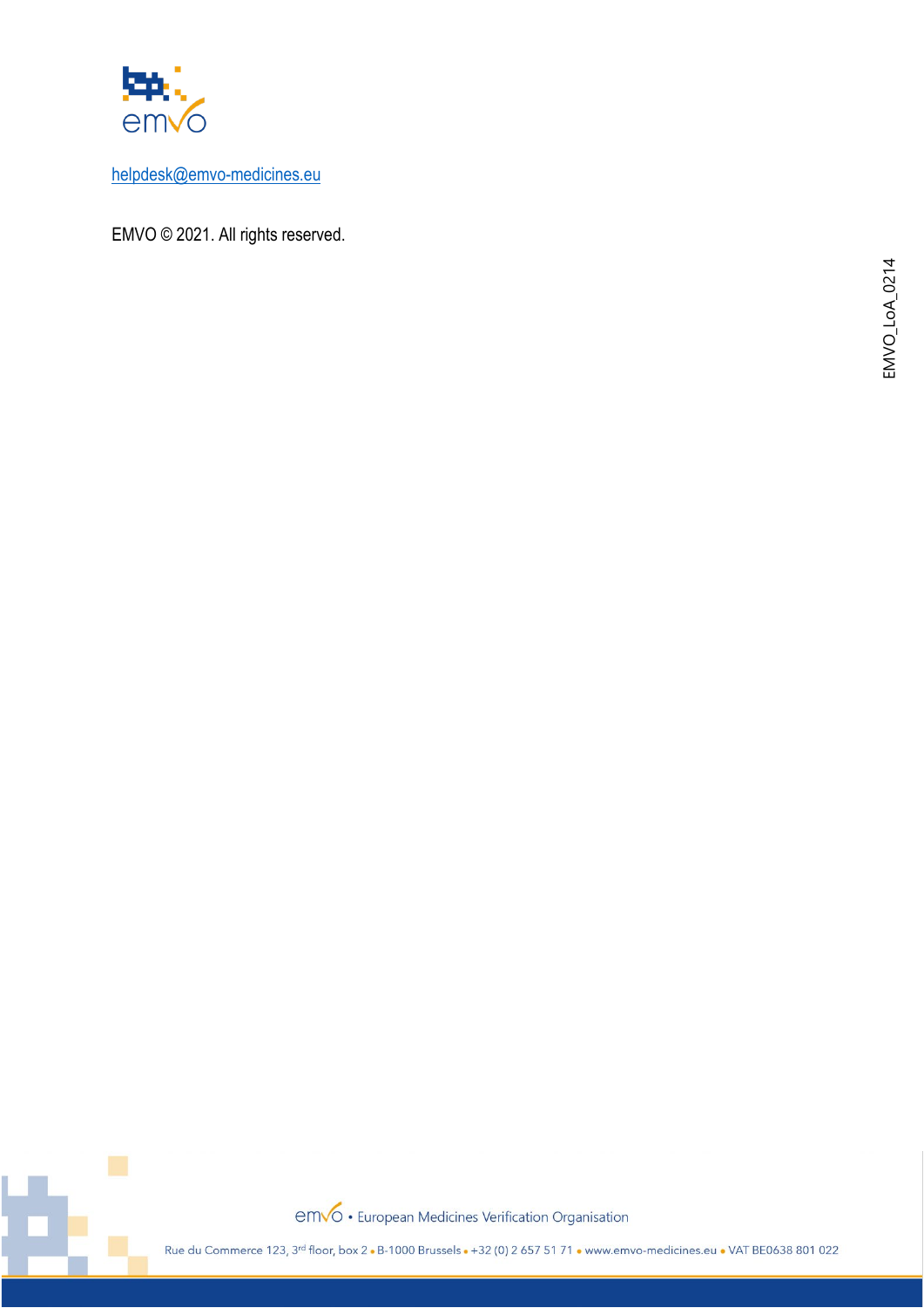helpdesk@emvo-medicines.eu

EMVO © 2021. All rights reserved.

EMVO_LoA_0214

emvo • European Medicines Verification Organisation

Rue du Commerce 123, 3rd floor, box 2 • B-1000 Brussels • +32 (0) 2 657 51 71 • www.emvo-medicines.eu • VAT BE0638 801 022